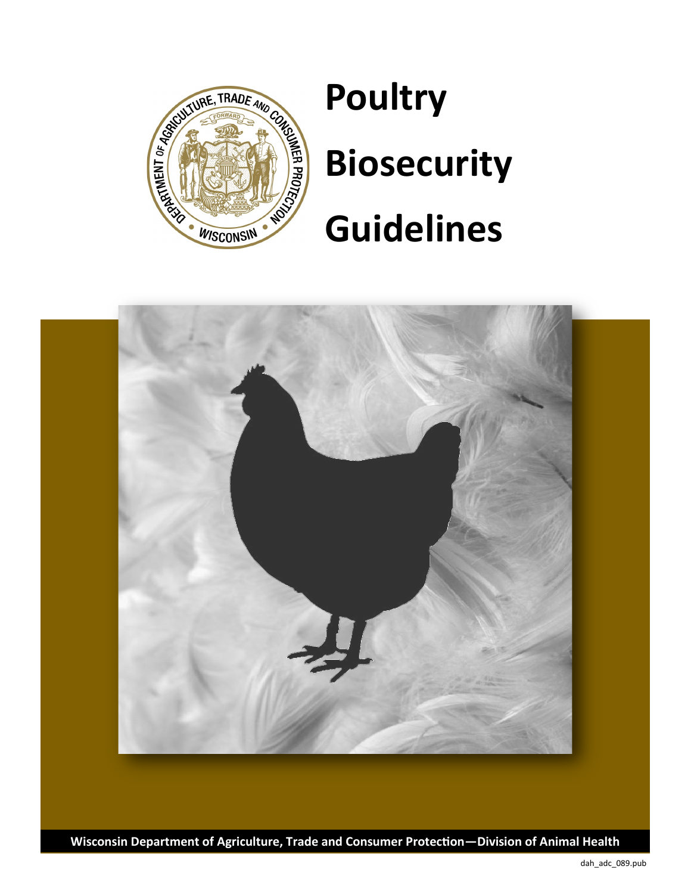# Poultry Biosecurity Guidelines

Wisconsin Department of Agriculture, Trade and Consumer Protection—Division of Animal Health

dah_adc_089.pub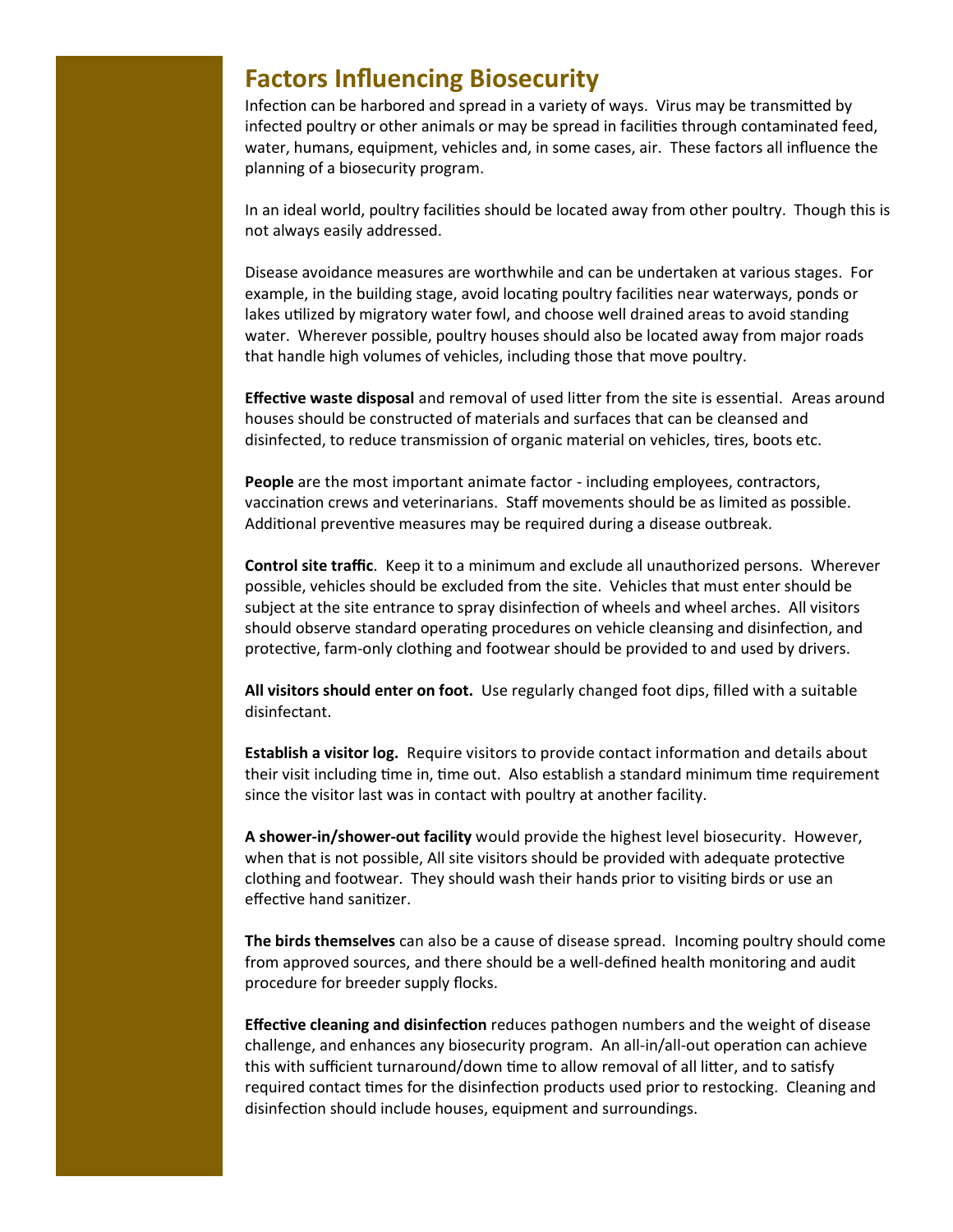## Factors Influencing Biosecurity

Infection can be harbored and spread in a variety of ways. Virus may be transmitted by infected poultry or other animals or may be spread in facilities through contaminated feed, water, humans, equipment, vehicles and, in some cases, air. These factors all influence the planning of a biosecurity program.

In an ideal world, poultry facilities should be located away from other poultry. Though this is not always easily addressed.

Disease avoidance measures are worthwhile and can be undertaken at various stages. For example, in the building stage, avoid locating poultry facilities near waterways, ponds or lakes utilized by migratory water fowl, and choose well drained areas to avoid standing water. Wherever possible, poultry houses should also be located away from major roads that handle high volumes of vehicles, including those that move poultry.

**Effective waste disposal** and removal of used litter from the site is essential. Areas around houses should be constructed of materials and surfaces that can be cleansed and disinfected, to reduce transmission of organic material on vehicles, tires, boots etc.

**People** are the most important animate factor - including employees, contractors, vaccination crews and veterinarians. Staff movements should be as limited as possible. Additional preventive measures may be required during a disease outbreak.

**Control site traffic**. Keep it to a minimum and exclude all unauthorized persons. Wherever possible, vehicles should be excluded from the site. Vehicles that must enter should be subject at the site entrance to spray disinfection of wheels and wheel arches. All visitors should observe standard operating procedures on vehicle cleansing and disinfection, and protective, farm-only clothing and footwear should be provided to and used by drivers.

**All visitors should enter on foot.** Use regularly changed foot dips, filled with a suitable disinfectant.

**Establish a visitor log.** Require visitors to provide contact information and details about their visit including time in, time out. Also establish a standard minimum time requirement since the visitor last was in contact with poultry at another facility.

**A shower-in/shower-out facility** would provide the highest level biosecurity. However, when that is not possible, All site visitors should be provided with adequate protective clothing and footwear. They should wash their hands prior to visiting birds or use an effective hand sanitizer.

**The birds themselves** can also be a cause of disease spread. Incoming poultry should come from approved sources, and there should be a well-defined health monitoring and audit procedure for breeder supply flocks.

**Effective cleaning and disinfection** reduces pathogen numbers and the weight of disease challenge, and enhances any biosecurity program. An all-in/all-out operation can achieve this with sufficient turnaround/down time to allow removal of all litter, and to satisfy required contact times for the disinfection products used prior to restocking. Cleaning and disinfection should include houses, equipment and surroundings.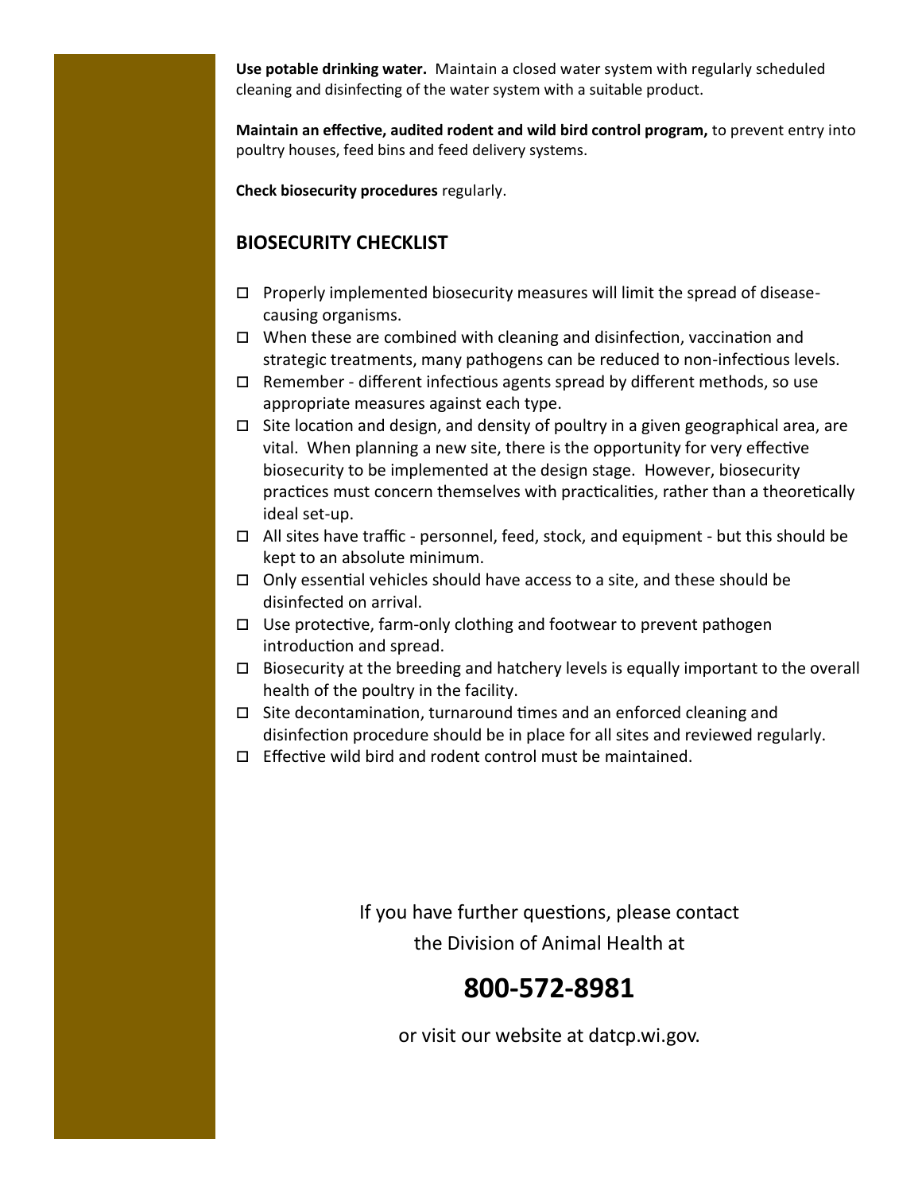**Use potable drinking water.** Maintain a closed water system with regularly scheduled cleaning and disinfecting of the water system with a suitable product.

**Maintain an effective, audited rodent and wild bird control program,** to prevent entry into poultry houses, feed bins and feed delivery systems.

**Check biosecurity procedures** regularly.

## BIOSECURITY CHECKLIST

- ☐ Properly implemented biosecurity measures will limit the spread of disease-causing organisms.
- ☐ When these are combined with cleaning and disinfection, vaccination and strategic treatments, many pathogens can be reduced to non-infectious levels.
- ☐ Remember - different infectious agents spread by different methods, so use appropriate measures against each type.
- ☐ Site location and design, and density of poultry in a given geographical area, are vital. When planning a new site, there is the opportunity for very effective biosecurity to be implemented at the design stage. However, biosecurity practices must concern themselves with practicalities, rather than a theoretically ideal set-up.
- ☐ All sites have traffic - personnel, feed, stock, and equipment - but this should be kept to an absolute minimum.
- ☐ Only essential vehicles should have access to a site, and these should be disinfected on arrival.
- ☐ Use protective, farm-only clothing and footwear to prevent pathogen introduction and spread.
- ☐ Biosecurity at the breeding and hatchery levels is equally important to the overall health of the poultry in the facility.
- ☐ Site decontamination, turnaround times and an enforced cleaning and disinfection procedure should be in place for all sites and reviewed regularly.
- ☐ Effective wild bird and rodent control must be maintained.

If you have further questions, please contact the Division of Animal Health at

**800-572-8981**

or visit our website at datcp.wi.gov.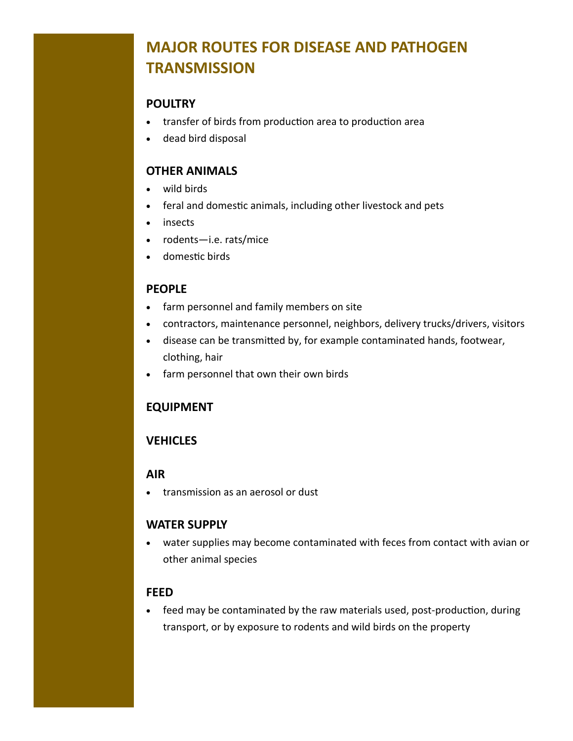# MAJOR ROUTES FOR DISEASE AND PATHOGEN TRANSMISSION

## POULTRY

- transfer of birds from production area to production area
- dead bird disposal

## OTHER ANIMALS

- wild birds
- feral and domestic animals, including other livestock and pets
- insects
- rodents—i.e. rats/mice
- domestic birds

## PEOPLE

- farm personnel and family members on site
- contractors, maintenance personnel, neighbors, delivery trucks/drivers, visitors
- disease can be transmitted by, for example contaminated hands, footwear, clothing, hair
- farm personnel that own their own birds

## EQUIPMENT

## VEHICLES

## AIR

- transmission as an aerosol or dust

## WATER SUPPLY

- water supplies may become contaminated with feces from contact with avian or other animal species

## FEED

- feed may be contaminated by the raw materials used, post-production, during transport, or by exposure to rodents and wild birds on the property